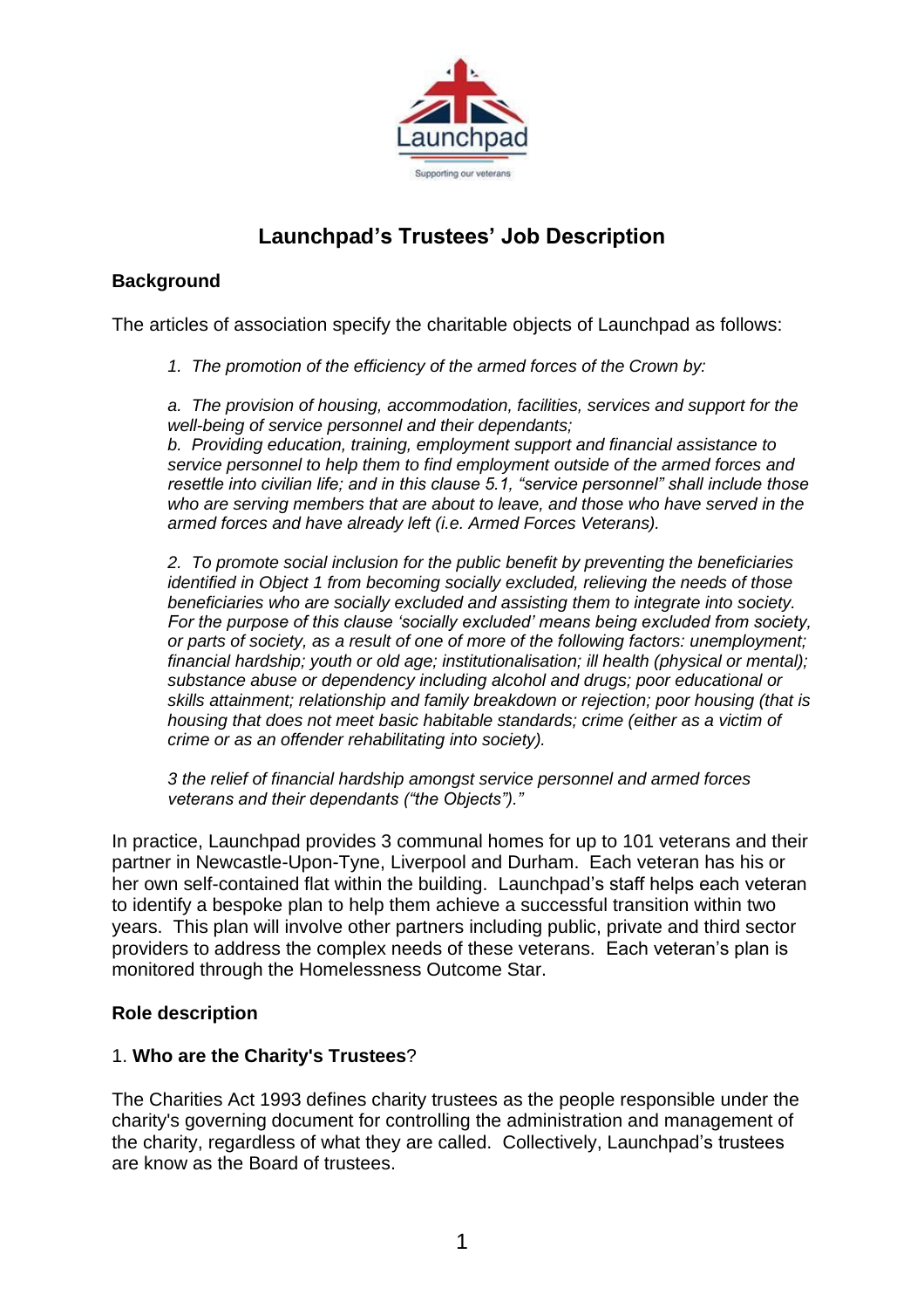Launchpad

Supporting our veterans

# Launchpad's Trustees' Job Description

## Background

The articles of association specify the charitable objects of Launchpad as follows:

> *1. The promotion of the efficiency of the armed forces of the Crown by:*
>
> *a. The provision of housing, accommodation, facilities, services and support for the well-being of service personnel and their dependants;*
> *b. Providing education, training, employment support and financial assistance to service personnel to help them to find employment outside of the armed forces and resettle into civilian life; and in this clause 5.1, "service personnel" shall include those who are serving members that are about to leave, and those who have served in the armed forces and have already left (i.e. Armed Forces Veterans).*
>
> *2. To promote social inclusion for the public benefit by preventing the beneficiaries identified in Object 1 from becoming socially excluded, relieving the needs of those beneficiaries who are socially excluded and assisting them to integrate into society. For the purpose of this clause 'socially excluded' means being excluded from society, or parts of society, as a result of one of more of the following factors: unemployment; financial hardship; youth or old age; institutionalisation; ill health (physical or mental); substance abuse or dependency including alcohol and drugs; poor educational or skills attainment; relationship and family breakdown or rejection; poor housing (that is housing that does not meet basic habitable standards; crime (either as a victim of crime or as an offender rehabilitating into society).*
>
> *3 the relief of financial hardship amongst service personnel and armed forces veterans and their dependants ("the Objects")."*

In practice, Launchpad provides 3 communal homes for up to 101 veterans and their partner in Newcastle-Upon-Tyne, Liverpool and Durham. Each veteran has his or her own self-contained flat within the building. Launchpad's staff helps each veteran to identify a bespoke plan to help them achieve a successful transition within two years. This plan will involve other partners including public, private and third sector providers to address the complex needs of these veterans. Each veteran's plan is monitored through the Homelessness Outcome Star.

## Role description

### 1. **Who are the Charity's Trustees**?

The Charities Act 1993 defines charity trustees as the people responsible under the charity's governing document for controlling the administration and management of the charity, regardless of what they are called. Collectively, Launchpad's trustees are know as the Board of trustees.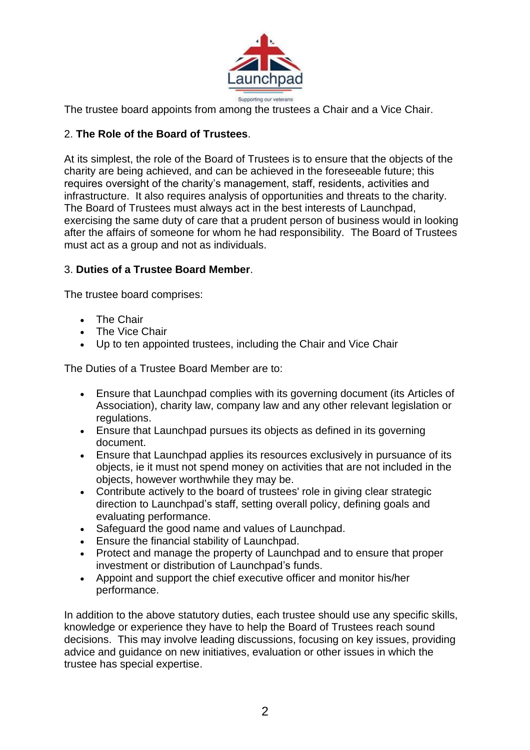The trustee board appoints from among the trustees a Chair and a Vice Chair.

2. **The Role of the Board of Trustees**.

At its simplest, the role of the Board of Trustees is to ensure that the objects of the charity are being achieved, and can be achieved in the foreseeable future; this requires oversight of the charity's management, staff, residents, activities and infrastructure. It also requires analysis of opportunities and threats to the charity. The Board of Trustees must always act in the best interests of Launchpad, exercising the same duty of care that a prudent person of business would in looking after the affairs of someone for whom he had responsibility. The Board of Trustees must act as a group and not as individuals.

3. **Duties of a Trustee Board Member**.

The trustee board comprises:

- The Chair
- The Vice Chair
- Up to ten appointed trustees, including the Chair and Vice Chair

The Duties of a Trustee Board Member are to:

- Ensure that Launchpad complies with its governing document (its Articles of Association), charity law, company law and any other relevant legislation or regulations.
- Ensure that Launchpad pursues its objects as defined in its governing document.
- Ensure that Launchpad applies its resources exclusively in pursuance of its objects, ie it must not spend money on activities that are not included in the objects, however worthwhile they may be.
- Contribute actively to the board of trustees' role in giving clear strategic direction to Launchpad's staff, setting overall policy, defining goals and evaluating performance.
- Safeguard the good name and values of Launchpad.
- Ensure the financial stability of Launchpad.
- Protect and manage the property of Launchpad and to ensure that proper investment or distribution of Launchpad's funds.
- Appoint and support the chief executive officer and monitor his/her performance.

In addition to the above statutory duties, each trustee should use any specific skills, knowledge or experience they have to help the Board of Trustees reach sound decisions. This may involve leading discussions, focusing on key issues, providing advice and guidance on new initiatives, evaluation or other issues in which the trustee has special expertise.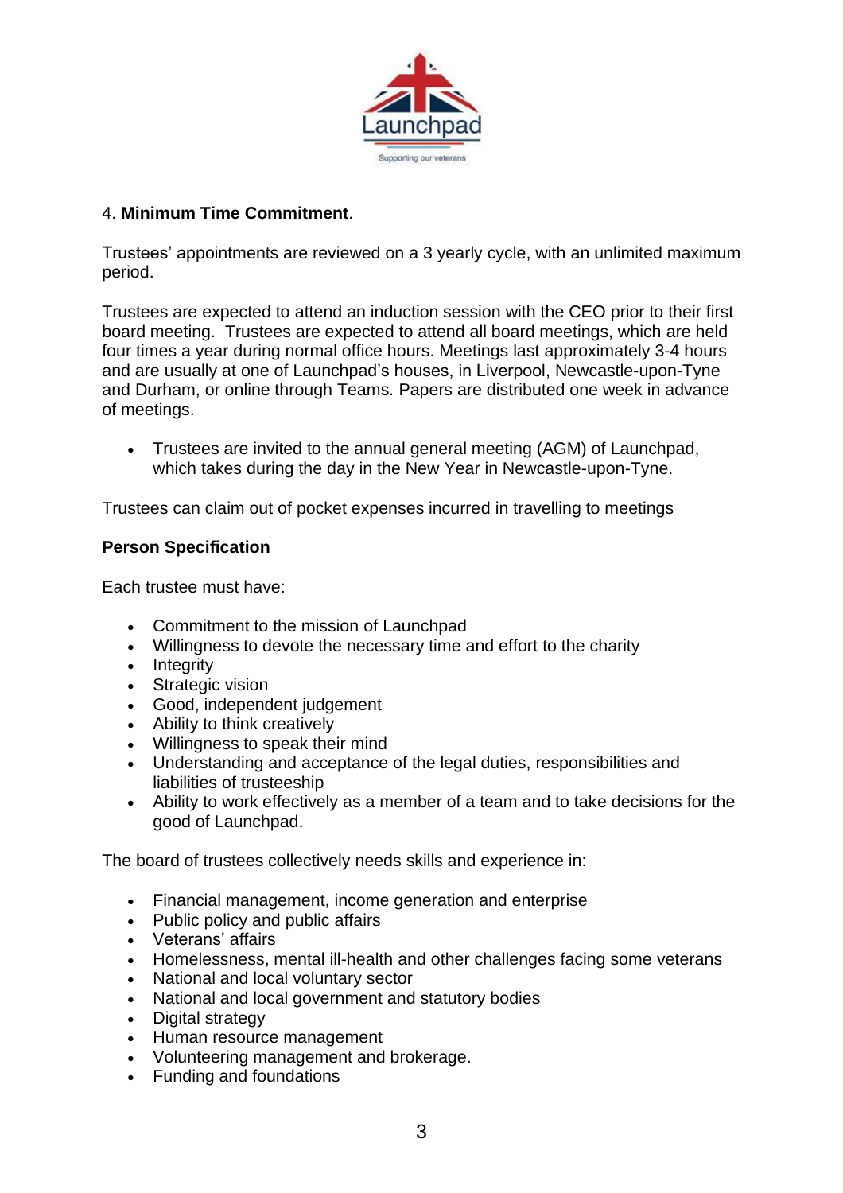4. **Minimum Time Commitment**.

Trustees' appointments are reviewed on a 3 yearly cycle, with an unlimited maximum period.

Trustees are expected to attend an induction session with the CEO prior to their first board meeting. Trustees are expected to attend all board meetings, which are held four times a year during normal office hours. Meetings last approximately 3-4 hours and are usually at one of Launchpad's houses, in Liverpool, Newcastle-upon-Tyne and Durham, or online through Teams. Papers are distributed one week in advance of meetings.

- Trustees are invited to the annual general meeting (AGM) of Launchpad, which takes during the day in the New Year in Newcastle-upon-Tyne.

Trustees can claim out of pocket expenses incurred in travelling to meetings

**Person Specification**

Each trustee must have:

- Commitment to the mission of Launchpad
- Willingness to devote the necessary time and effort to the charity
- Integrity
- Strategic vision
- Good, independent judgement
- Ability to think creatively
- Willingness to speak their mind
- Understanding and acceptance of the legal duties, responsibilities and liabilities of trusteeship
- Ability to work effectively as a member of a team and to take decisions for the good of Launchpad.

The board of trustees collectively needs skills and experience in:

- Financial management, income generation and enterprise
- Public policy and public affairs
- Veterans' affairs
- Homelessness, mental ill-health and other challenges facing some veterans
- National and local voluntary sector
- National and local government and statutory bodies
- Digital strategy
- Human resource management
- Volunteering management and brokerage.
- Funding and foundations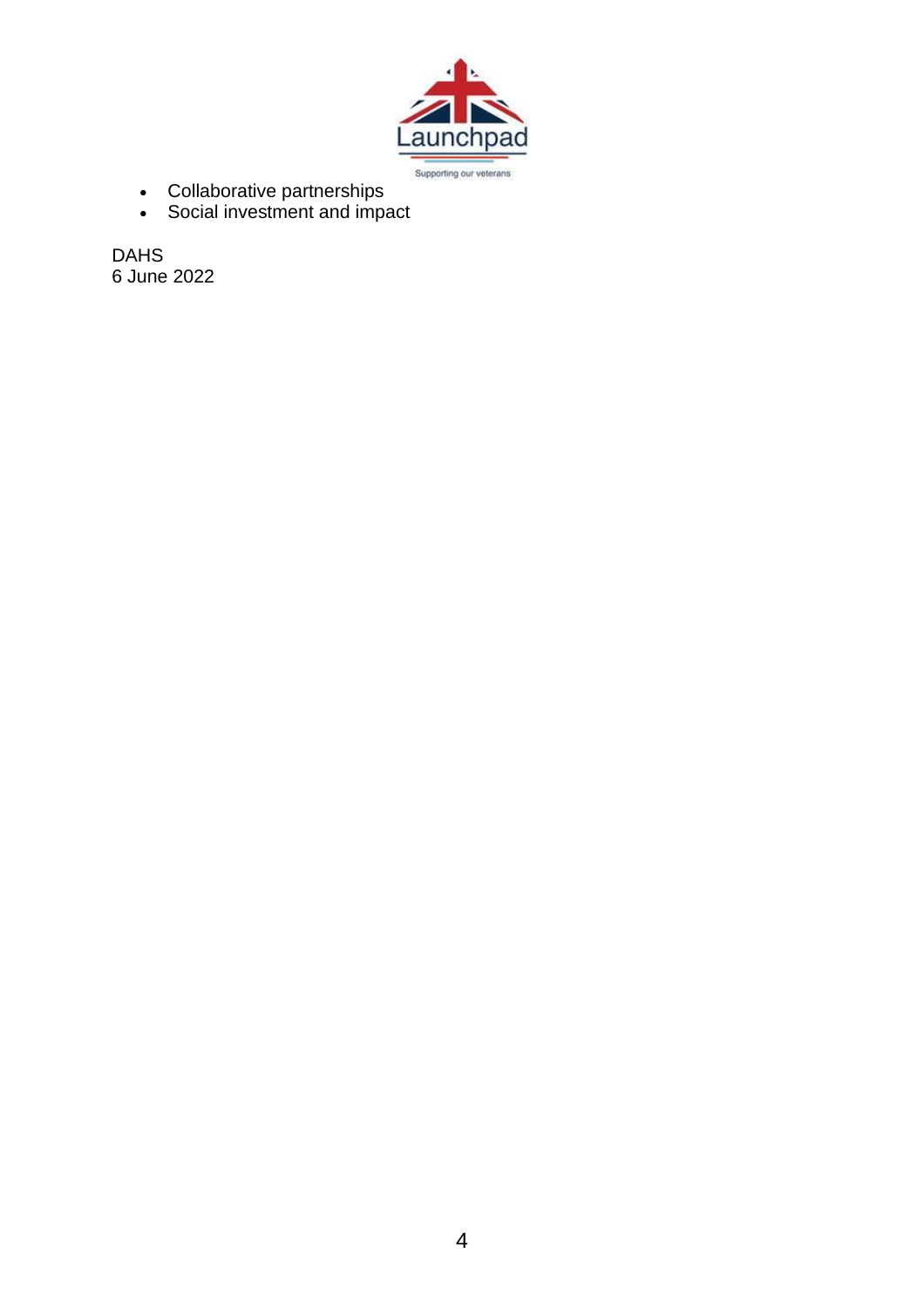- Collaborative partnerships
- Social investment and impact

DAHS
6 June 2022